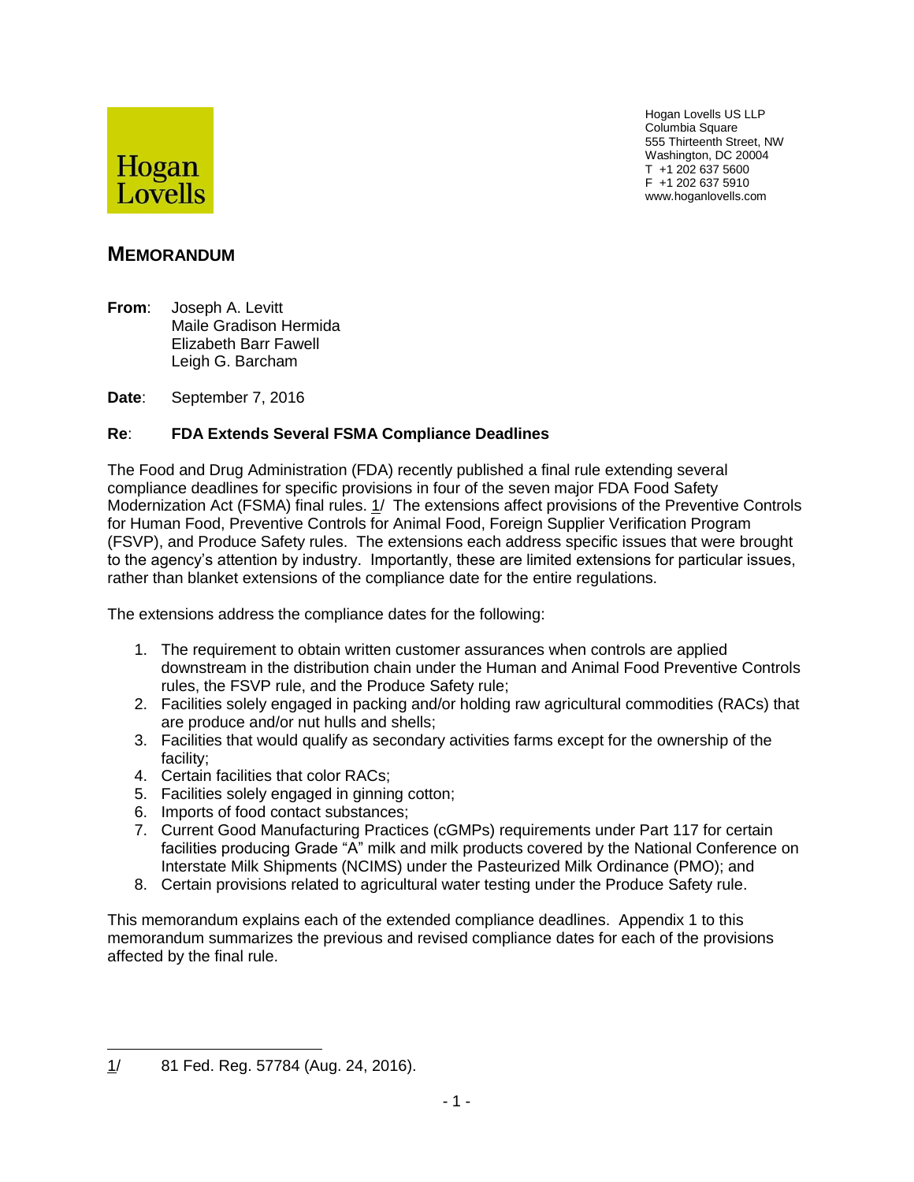Hogan Lovells

Hogan Lovells US LLP
Columbia Square
555 Thirteenth Street, NW
Washington, DC 20004
T +1 202 637 5600
F +1 202 637 5910
www.hoganlovells.com

# MEMORANDUM

**From**: Joseph A. Levitt
Maile Gradison Hermida
Elizabeth Barr Fawell
Leigh G. Barcham

**Date**: September 7, 2016

**Re**: **FDA Extends Several FSMA Compliance Deadlines**

The Food and Drug Administration (FDA) recently published a final rule extending several compliance deadlines for specific provisions in four of the seven major FDA Food Safety Modernization Act (FSMA) final rules. 1/ The extensions affect provisions of the Preventive Controls for Human Food, Preventive Controls for Animal Food, Foreign Supplier Verification Program (FSVP), and Produce Safety rules. The extensions each address specific issues that were brought to the agency's attention by industry. Importantly, these are limited extensions for particular issues, rather than blanket extensions of the compliance date for the entire regulations.

The extensions address the compliance dates for the following:

1. The requirement to obtain written customer assurances when controls are applied downstream in the distribution chain under the Human and Animal Food Preventive Controls rules, the FSVP rule, and the Produce Safety rule;
2. Facilities solely engaged in packing and/or holding raw agricultural commodities (RACs) that are produce and/or nut hulls and shells;
3. Facilities that would qualify as secondary activities farms except for the ownership of the facility;
4. Certain facilities that color RACs;
5. Facilities solely engaged in ginning cotton;
6. Imports of food contact substances;
7. Current Good Manufacturing Practices (cGMPs) requirements under Part 117 for certain facilities producing Grade "A" milk and milk products covered by the National Conference on Interstate Milk Shipments (NCIMS) under the Pasteurized Milk Ordinance (PMO); and
8. Certain provisions related to agricultural water testing under the Produce Safety rule.

This memorandum explains each of the extended compliance deadlines. Appendix 1 to this memorandum summarizes the previous and revised compliance dates for each of the provisions affected by the final rule.

---

1/ 81 Fed. Reg. 57784 (Aug. 24, 2016).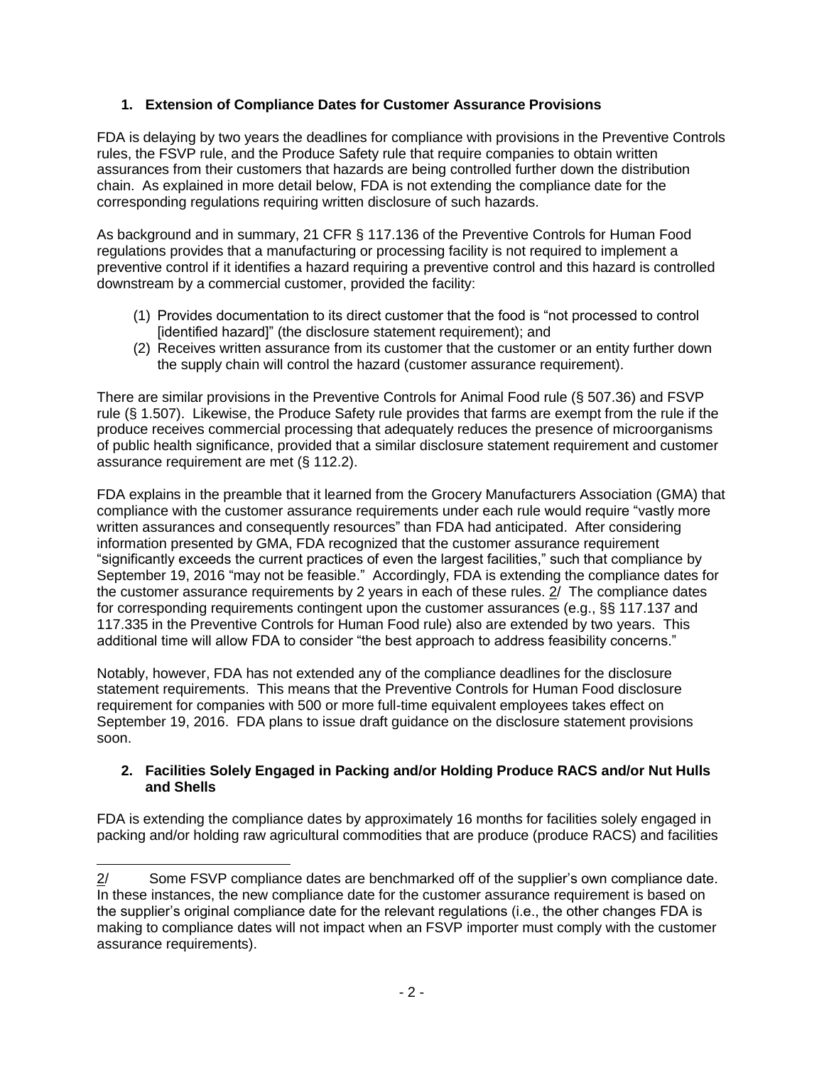### 1. Extension of Compliance Dates for Customer Assurance Provisions

FDA is delaying by two years the deadlines for compliance with provisions in the Preventive Controls rules, the FSVP rule, and the Produce Safety rule that require companies to obtain written assurances from their customers that hazards are being controlled further down the distribution chain. As explained in more detail below, FDA is not extending the compliance date for the corresponding regulations requiring written disclosure of such hazards.

As background and in summary, 21 CFR § 117.136 of the Preventive Controls for Human Food regulations provides that a manufacturing or processing facility is not required to implement a preventive control if it identifies a hazard requiring a preventive control and this hazard is controlled downstream by a commercial customer, provided the facility:

(1) Provides documentation to its direct customer that the food is "not processed to control [identified hazard]" (the disclosure statement requirement); and
(2) Receives written assurance from its customer that the customer or an entity further down the supply chain will control the hazard (customer assurance requirement).

There are similar provisions in the Preventive Controls for Animal Food rule (§ 507.36) and FSVP rule (§ 1.507). Likewise, the Produce Safety rule provides that farms are exempt from the rule if the produce receives commercial processing that adequately reduces the presence of microorganisms of public health significance, provided that a similar disclosure statement requirement and customer assurance requirement are met (§ 112.2).

FDA explains in the preamble that it learned from the Grocery Manufacturers Association (GMA) that compliance with the customer assurance requirements under each rule would require "vastly more written assurances and consequently resources" than FDA had anticipated. After considering information presented by GMA, FDA recognized that the customer assurance requirement "significantly exceeds the current practices of even the largest facilities," such that compliance by September 19, 2016 "may not be feasible." Accordingly, FDA is extending the compliance dates for the customer assurance requirements by 2 years in each of these rules. 2/ The compliance dates for corresponding requirements contingent upon the customer assurances (e.g., §§ 117.137 and 117.335 in the Preventive Controls for Human Food rule) also are extended by two years. This additional time will allow FDA to consider "the best approach to address feasibility concerns."

Notably, however, FDA has not extended any of the compliance deadlines for the disclosure statement requirements. This means that the Preventive Controls for Human Food disclosure requirement for companies with 500 or more full-time equivalent employees takes effect on September 19, 2016. FDA plans to issue draft guidance on the disclosure statement provisions soon.

### 2. Facilities Solely Engaged in Packing and/or Holding Produce RACS and/or Nut Hulls and Shells

FDA is extending the compliance dates by approximately 16 months for facilities solely engaged in packing and/or holding raw agricultural commodities that are produce (produce RACS) and facilities

---

2/ Some FSVP compliance dates are benchmarked off of the supplier's own compliance date. In these instances, the new compliance date for the customer assurance requirement is based on the supplier's original compliance date for the relevant regulations (i.e., the other changes FDA is making to compliance dates will not impact when an FSVP importer must comply with the customer assurance requirements).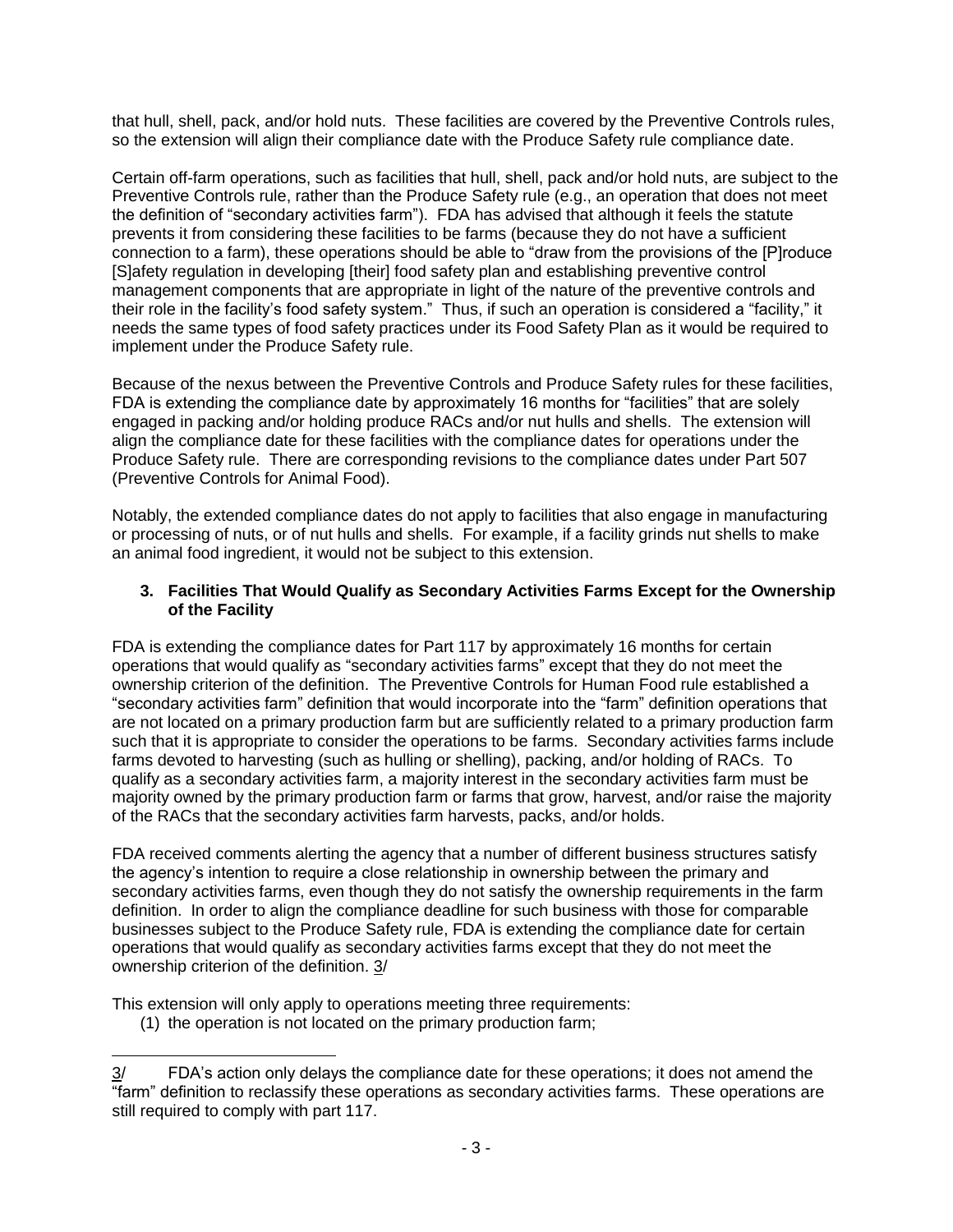that hull, shell, pack, and/or hold nuts. These facilities are covered by the Preventive Controls rules, so the extension will align their compliance date with the Produce Safety rule compliance date.

Certain off-farm operations, such as facilities that hull, shell, pack and/or hold nuts, are subject to the Preventive Controls rule, rather than the Produce Safety rule (e.g., an operation that does not meet the definition of "secondary activities farm"). FDA has advised that although it feels the statute prevents it from considering these facilities to be farms (because they do not have a sufficient connection to a farm), these operations should be able to "draw from the provisions of the [P]roduce [S]afety regulation in developing [their] food safety plan and establishing preventive control management components that are appropriate in light of the nature of the preventive controls and their role in the facility's food safety system." Thus, if such an operation is considered a "facility," it needs the same types of food safety practices under its Food Safety Plan as it would be required to implement under the Produce Safety rule.

Because of the nexus between the Preventive Controls and Produce Safety rules for these facilities, FDA is extending the compliance date by approximately 16 months for "facilities" that are solely engaged in packing and/or holding produce RACs and/or nut hulls and shells. The extension will align the compliance date for these facilities with the compliance dates for operations under the Produce Safety rule. There are corresponding revisions to the compliance dates under Part 507 (Preventive Controls for Animal Food).

Notably, the extended compliance dates do not apply to facilities that also engage in manufacturing or processing of nuts, or of nut hulls and shells. For example, if a facility grinds nut shells to make an animal food ingredient, it would not be subject to this extension.

### 3. Facilities That Would Qualify as Secondary Activities Farms Except for the Ownership of the Facility

FDA is extending the compliance dates for Part 117 by approximately 16 months for certain operations that would qualify as "secondary activities farms" except that they do not meet the ownership criterion of the definition. The Preventive Controls for Human Food rule established a "secondary activities farm" definition that would incorporate into the "farm" definition operations that are not located on a primary production farm but are sufficiently related to a primary production farm such that it is appropriate to consider the operations to be farms. Secondary activities farms include farms devoted to harvesting (such as hulling or shelling), packing, and/or holding of RACs. To qualify as a secondary activities farm, a majority interest in the secondary activities farm must be majority owned by the primary production farm or farms that grow, harvest, and/or raise the majority of the RACs that the secondary activities farm harvests, packs, and/or holds.

FDA received comments alerting the agency that a number of different business structures satisfy the agency's intention to require a close relationship in ownership between the primary and secondary activities farms, even though they do not satisfy the ownership requirements in the farm definition. In order to align the compliance deadline for such business with those for comparable businesses subject to the Produce Safety rule, FDA is extending the compliance date for certain operations that would qualify as secondary activities farms except that they do not meet the ownership criterion of the definition. 3/

This extension will only apply to operations meeting three requirements:

(1) the operation is not located on the primary production farm;

---

3/ FDA's action only delays the compliance date for these operations; it does not amend the "farm" definition to reclassify these operations as secondary activities farms. These operations are still required to comply with part 117.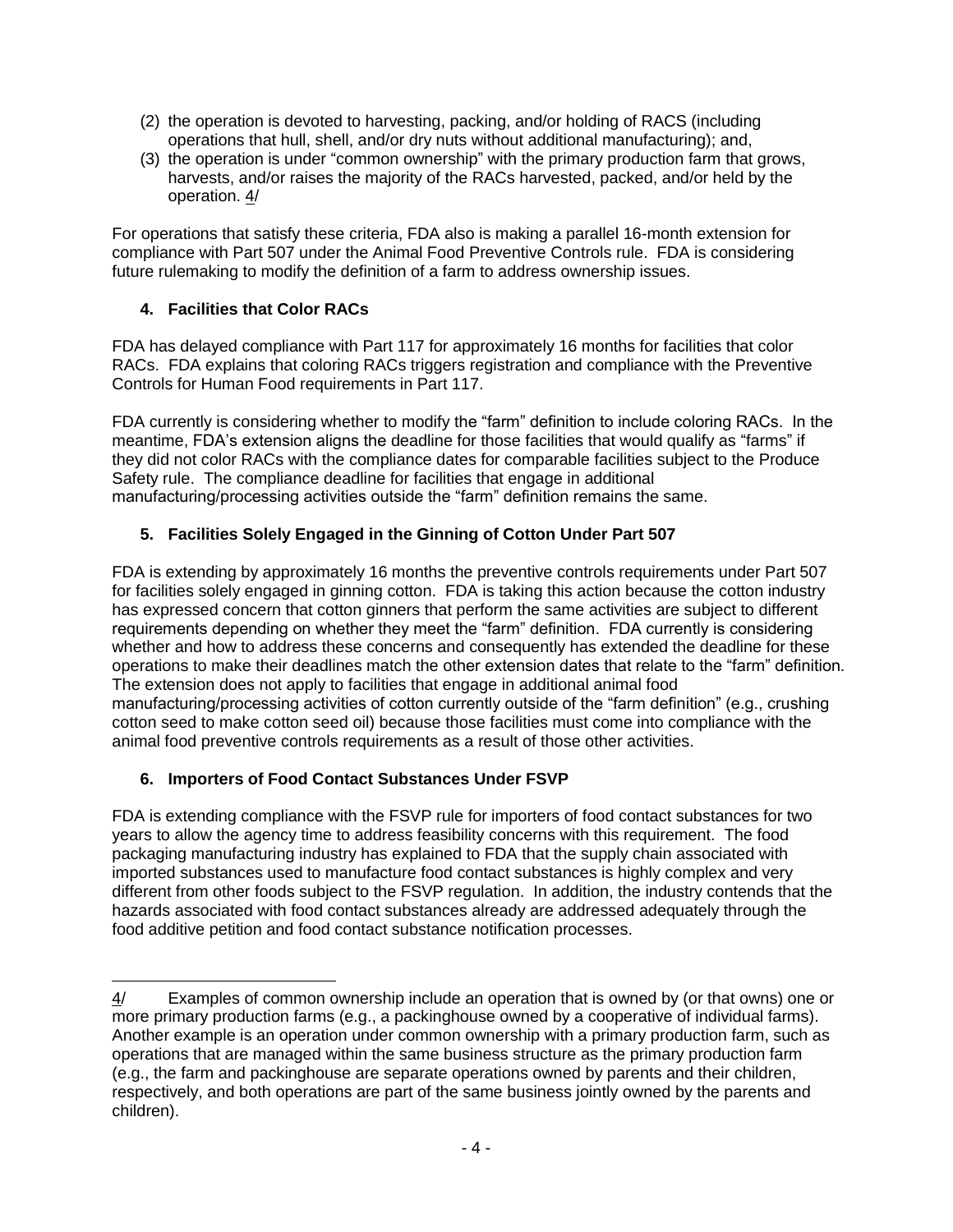(2) the operation is devoted to harvesting, packing, and/or holding of RACS (including operations that hull, shell, and/or dry nuts without additional manufacturing); and,
(3) the operation is under "common ownership" with the primary production farm that grows, harvests, and/or raises the majority of the RACs harvested, packed, and/or held by the operation. 4/

For operations that satisfy these criteria, FDA also is making a parallel 16-month extension for compliance with Part 507 under the Animal Food Preventive Controls rule. FDA is considering future rulemaking to modify the definition of a farm to address ownership issues.

### 4. Facilities that Color RACs

FDA has delayed compliance with Part 117 for approximately 16 months for facilities that color RACs. FDA explains that coloring RACs triggers registration and compliance with the Preventive Controls for Human Food requirements in Part 117.

FDA currently is considering whether to modify the "farm" definition to include coloring RACs. In the meantime, FDA's extension aligns the deadline for those facilities that would qualify as "farms" if they did not color RACs with the compliance dates for comparable facilities subject to the Produce Safety rule. The compliance deadline for facilities that engage in additional manufacturing/processing activities outside the "farm" definition remains the same.

### 5. Facilities Solely Engaged in the Ginning of Cotton Under Part 507

FDA is extending by approximately 16 months the preventive controls requirements under Part 507 for facilities solely engaged in ginning cotton. FDA is taking this action because the cotton industry has expressed concern that cotton ginners that perform the same activities are subject to different requirements depending on whether they meet the "farm" definition. FDA currently is considering whether and how to address these concerns and consequently has extended the deadline for these operations to make their deadlines match the other extension dates that relate to the "farm" definition. The extension does not apply to facilities that engage in additional animal food manufacturing/processing activities of cotton currently outside of the "farm definition" (e.g., crushing cotton seed to make cotton seed oil) because those facilities must come into compliance with the animal food preventive controls requirements as a result of those other activities.

### 6. Importers of Food Contact Substances Under FSVP

FDA is extending compliance with the FSVP rule for importers of food contact substances for two years to allow the agency time to address feasibility concerns with this requirement. The food packaging manufacturing industry has explained to FDA that the supply chain associated with imported substances used to manufacture food contact substances is highly complex and very different from other foods subject to the FSVP regulation. In addition, the industry contends that the hazards associated with food contact substances already are addressed adequately through the food additive petition and food contact substance notification processes.

---

4/ Examples of common ownership include an operation that is owned by (or that owns) one or more primary production farms (e.g., a packinghouse owned by a cooperative of individual farms). Another example is an operation under common ownership with a primary production farm, such as operations that are managed within the same business structure as the primary production farm (e.g., the farm and packinghouse are separate operations owned by parents and their children, respectively, and both operations are part of the same business jointly owned by the parents and children).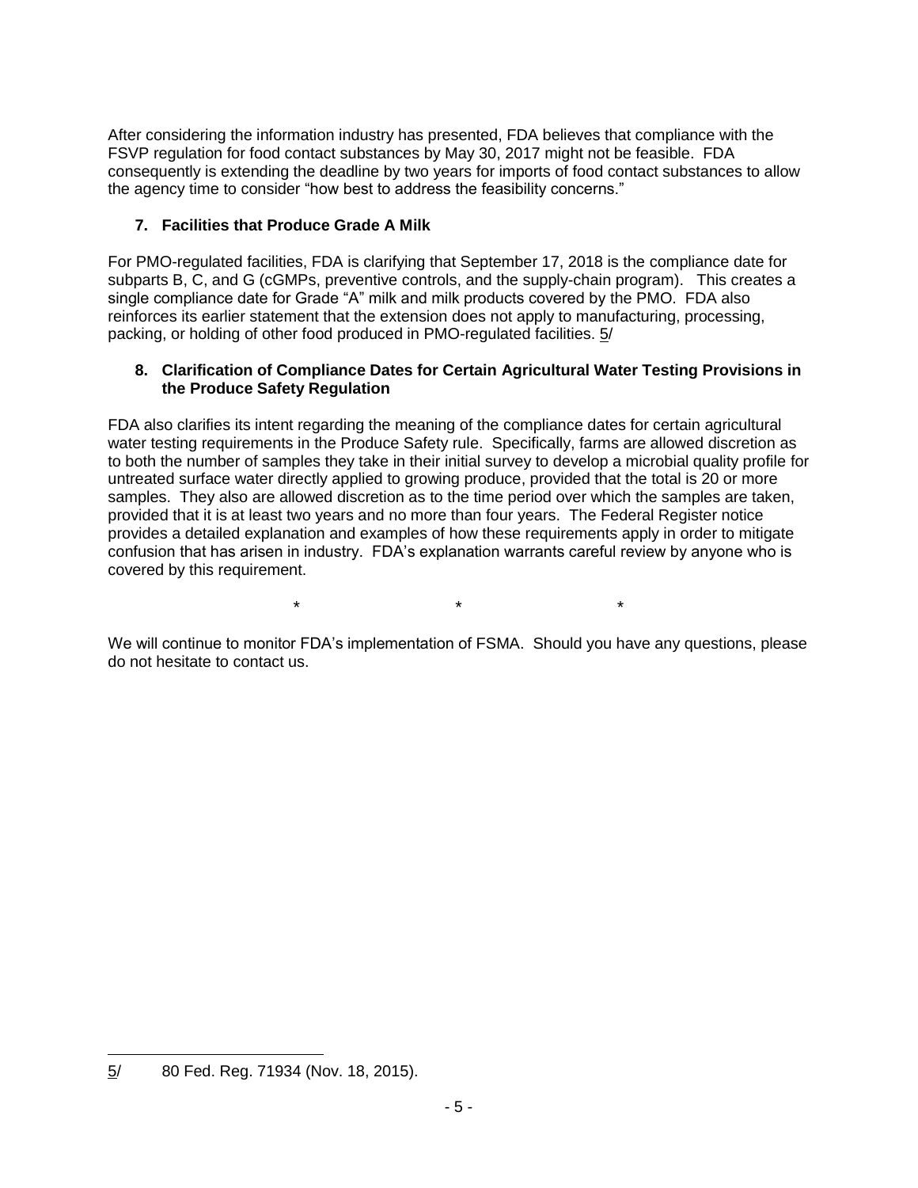After considering the information industry has presented, FDA believes that compliance with the FSVP regulation for food contact substances by May 30, 2017 might not be feasible. FDA consequently is extending the deadline by two years for imports of food contact substances to allow the agency time to consider "how best to address the feasibility concerns."

### 7. Facilities that Produce Grade A Milk

For PMO-regulated facilities, FDA is clarifying that September 17, 2018 is the compliance date for subparts B, C, and G (cGMPs, preventive controls, and the supply-chain program). This creates a single compliance date for Grade "A" milk and milk products covered by the PMO. FDA also reinforces its earlier statement that the extension does not apply to manufacturing, processing, packing, or holding of other food produced in PMO-regulated facilities. 5/

### 8. Clarification of Compliance Dates for Certain Agricultural Water Testing Provisions in the Produce Safety Regulation

FDA also clarifies its intent regarding the meaning of the compliance dates for certain agricultural water testing requirements in the Produce Safety rule. Specifically, farms are allowed discretion as to both the number of samples they take in their initial survey to develop a microbial quality profile for untreated surface water directly applied to growing produce, provided that the total is 20 or more samples. They also are allowed discretion as to the time period over which the samples are taken, provided that it is at least two years and no more than four years. The Federal Register notice provides a detailed explanation and examples of how these requirements apply in order to mitigate confusion that has arisen in industry. FDA's explanation warrants careful review by anyone who is covered by this requirement.

\*         \*         \*

We will continue to monitor FDA's implementation of FSMA. Should you have any questions, please do not hesitate to contact us.

---

5/ 80 Fed. Reg. 71934 (Nov. 18, 2015).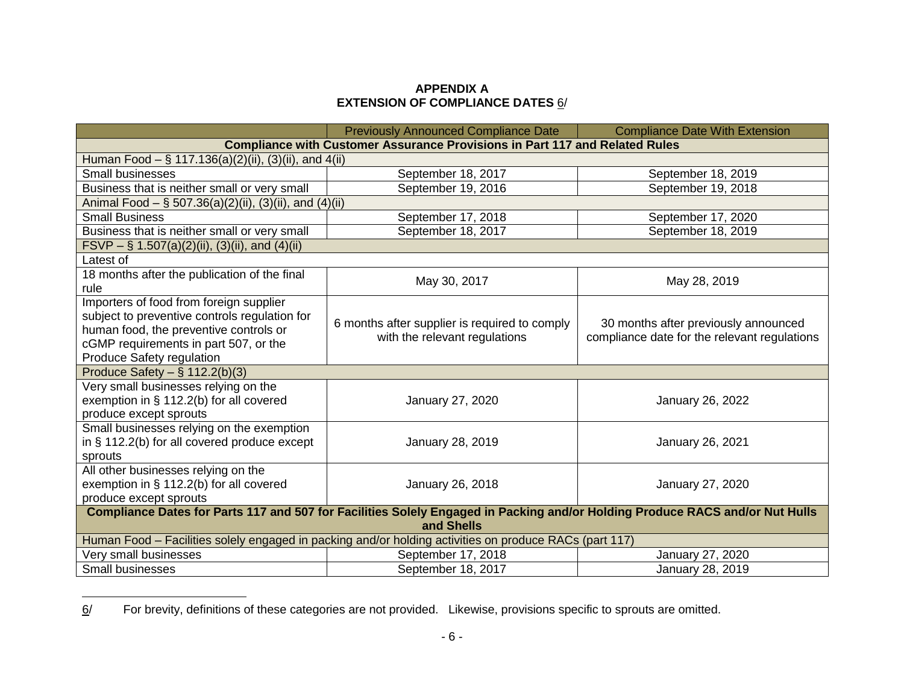**APPENDIX A**
**EXTENSION OF COMPLIANCE DATES** 6/

| | Previously Announced Compliance Date | Compliance Date With Extension |
|---|---|---|
| **Compliance with Customer Assurance Provisions in Part 117 and Related Rules** | | |
| Human Food – § 117.136(a)(2)(ii), (3)(ii), and 4(ii) | | |
| Small businesses | September 18, 2017 | September 18, 2019 |
| Business that is neither small or very small | September 19, 2016 | September 19, 2018 |
| Animal Food – § 507.36(a)(2)(ii), (3)(ii), and (4)(ii) | | |
| Small Business | September 17, 2018 | September 17, 2020 |
| Business that is neither small or very small | September 18, 2017 | September 18, 2019 |
| FSVP – § 1.507(a)(2)(ii), (3)(ii), and (4)(ii) | | |
| Latest of | | |
| 18 months after the publication of the final rule | May 30, 2017 | May 28, 2019 |
| Importers of food from foreign supplier subject to preventive controls regulation for human food, the preventive controls or cGMP requirements in part 507, or the Produce Safety regulation | 6 months after supplier is required to comply with the relevant regulations | 30 months after previously announced compliance date for the relevant regulations |
| Produce Safety – § 112.2(b)(3) | | |
| Very small businesses relying on the exemption in § 112.2(b) for all covered produce except sprouts | January 27, 2020 | January 26, 2022 |
| Small businesses relying on the exemption in § 112.2(b) for all covered produce except sprouts | January 28, 2019 | January 26, 2021 |
| All other businesses relying on the exemption in § 112.2(b) for all covered produce except sprouts | January 26, 2018 | January 27, 2020 |
| **Compliance Dates for Parts 117 and 507 for Facilities Solely Engaged in Packing and/or Holding Produce RACS and/or Nut Hulls and Shells** | | |
| Human Food – Facilities solely engaged in packing and/or holding activities on produce RACs (part 117) | | |
| Very small businesses | September 17, 2018 | January 27, 2020 |
| Small businesses | September 18, 2017 | January 28, 2019 |

6/ For brevity, definitions of these categories are not provided. Likewise, provisions specific to sprouts are omitted.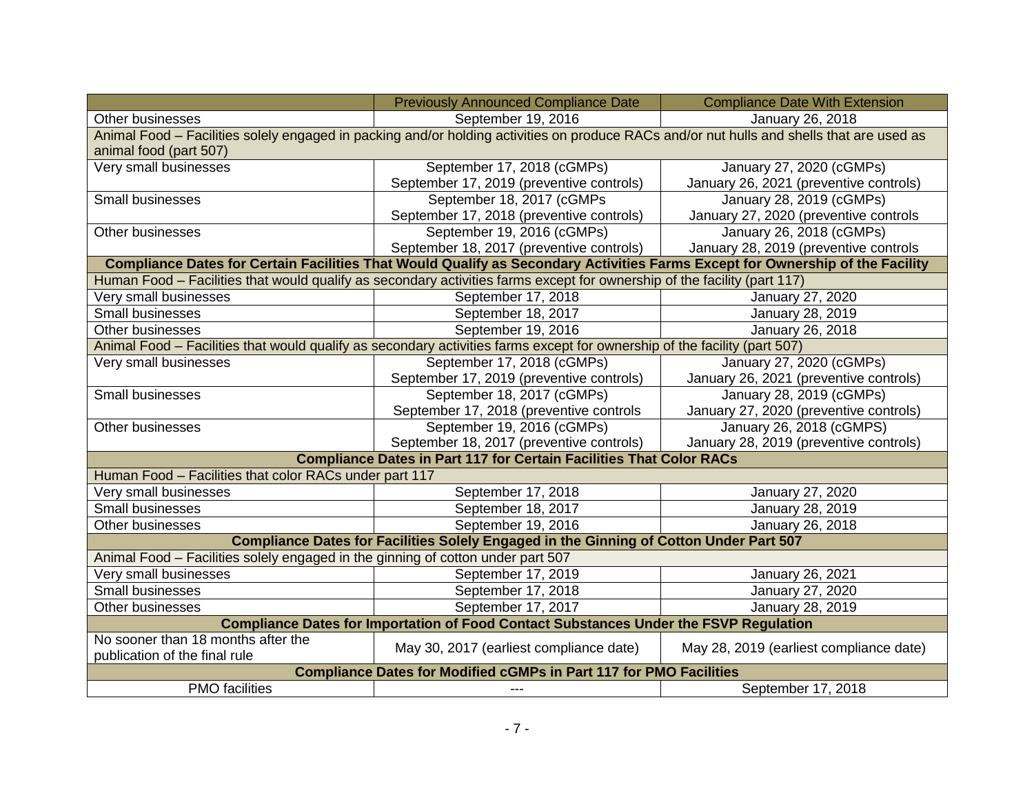| | Previously Announced Compliance Date | Compliance Date With Extension |
|---|---|---|
| Other businesses | September 19, 2016 | January 26, 2018 |
| Animal Food – Facilities solely engaged in packing and/or holding activities on produce RACs and/or nut hulls and shells that are used as animal food (part 507) | | |
| Very small businesses | September 17, 2018 (cGMPs) September 17, 2019 (preventive controls) | January 27, 2020 (cGMPs) January 26, 2021 (preventive controls) |
| Small businesses | September 18, 2017 (cGMPs September 17, 2018 (preventive controls) | January 28, 2019 (cGMPs) January 27, 2020 (preventive controls |
| Other businesses | September 19, 2016 (cGMPs) September 18, 2017 (preventive controls) | January 26, 2018 (cGMPs) January 28, 2019 (preventive controls |
| **Compliance Dates for Certain Facilities That Would Qualify as Secondary Activities Farms Except for Ownership of the Facility** | | |
| Human Food – Facilities that would qualify as secondary activities farms except for ownership of the facility (part 117) | | |
| Very small businesses | September 17, 2018 | January 27, 2020 |
| Small businesses | September 18, 2017 | January 28, 2019 |
| Other businesses | September 19, 2016 | January 26, 2018 |
| Animal Food – Facilities that would qualify as secondary activities farms except for ownership of the facility (part 507) | | |
| Very small businesses | September 17, 2018 (cGMPs) September 17, 2019 (preventive controls) | January 27, 2020 (cGMPs) January 26, 2021 (preventive controls) |
| Small businesses | September 18, 2017 (cGMPs) September 17, 2018 (preventive controls | January 28, 2019 (cGMPs) January 27, 2020 (preventive controls) |
| Other businesses | September 19, 2016 (cGMPs) September 18, 2017 (preventive controls) | January 26, 2018 (cGMPS) January 28, 2019 (preventive controls) |
| **Compliance Dates in Part 117 for Certain Facilities That Color RACs** | | |
| Human Food – Facilities that color RACs under part 117 | | |
| Very small businesses | September 17, 2018 | January 27, 2020 |
| Small businesses | September 18, 2017 | January 28, 2019 |
| Other businesses | September 19, 2016 | January 26, 2018 |
| **Compliance Dates for Facilities Solely Engaged in the Ginning of Cotton Under Part 507** | | |
| Animal Food – Facilities solely engaged in the ginning of cotton under part 507 | | |
| Very small businesses | September 17, 2019 | January 26, 2021 |
| Small businesses | September 17, 2018 | January 27, 2020 |
| Other businesses | September 17, 2017 | January 28, 2019 |
| **Compliance Dates for Importation of Food Contact Substances Under the FSVP Regulation** | | |
| No sooner than 18 months after the publication of the final rule | May 30, 2017 (earliest compliance date) | May 28, 2019 (earliest compliance date) |
| **Compliance Dates for Modified cGMPs in Part 117 for PMO Facilities** | | |
| PMO facilities | --- | September 17, 2018 |